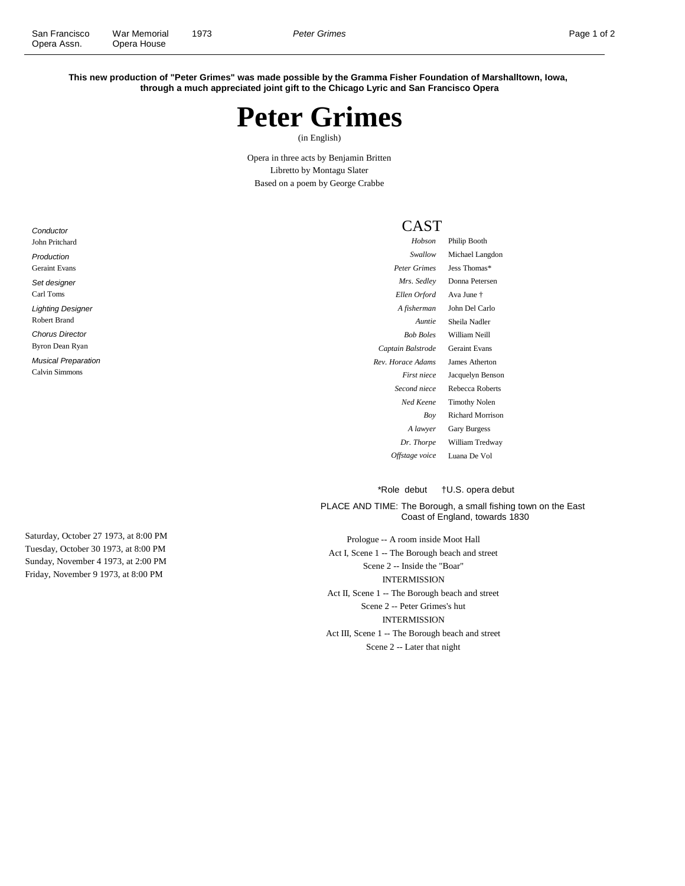**This new production of "Peter Grimes" was made possible by the Gramma Fisher Foundation of Marshalltown, Iowa, through a much appreciated joint gift to the Chicago Lyric and San Francisco Opera**

# Peter Grimes

(in English)

Opera in three acts by Benjamin Britten
Libretto by Montagu Slater
Based on a poem by George Crabbe

*Conductor*
John Pritchard

*Production*
Geraint Evans

*Set designer*
Carl Toms

*Lighting Designer*
Robert Brand

*Chorus Director*
Byron Dean Ryan

*Musical Preparation*
Calvin Simmons

## CAST

| Role | Performer |
|---|---|
| *Hobson* | Philip Booth |
| *Swallow* | Michael Langdon |
| *Peter Grimes* | Jess Thomas* |
| *Mrs. Sedley* | Donna Petersen |
| *Ellen Orford* | Ava June † |
| *A fisherman* | John Del Carlo |
| *Auntie* | Sheila Nadler |
| *Bob Boles* | William Neill |
| *Captain Balstrode* | Geraint Evans |
| *Rev. Horace Adams* | James Atherton |
| *First niece* | Jacquelyn Benson |
| *Second niece* | Rebecca Roberts |
| *Ned Keene* | Timothy Nolen |
| *Boy* | Richard Morrison |
| *A lawyer* | Gary Burgess |
| *Dr. Thorpe* | William Tredway |
| *Offstage voice* | Luana De Vol |

*Role debut †U.S. opera debut

PLACE AND TIME: The Borough, a small fishing town on the East Coast of England, towards 1830

Saturday, October 27 1973, at 8:00 PM
Tuesday, October 30 1973, at 8:00 PM
Sunday, November 4 1973, at 2:00 PM
Friday, November 9 1973, at 8:00 PM

Prologue -- A room inside Moot Hall
Act I, Scene 1 -- The Borough beach and street
Scene 2 -- Inside the "Boar"
INTERMISSION
Act II, Scene 1 -- The Borough beach and street
Scene 2 -- Peter Grimes's hut
INTERMISSION
Act III, Scene 1 -- The Borough beach and street
Scene 2 -- Later that night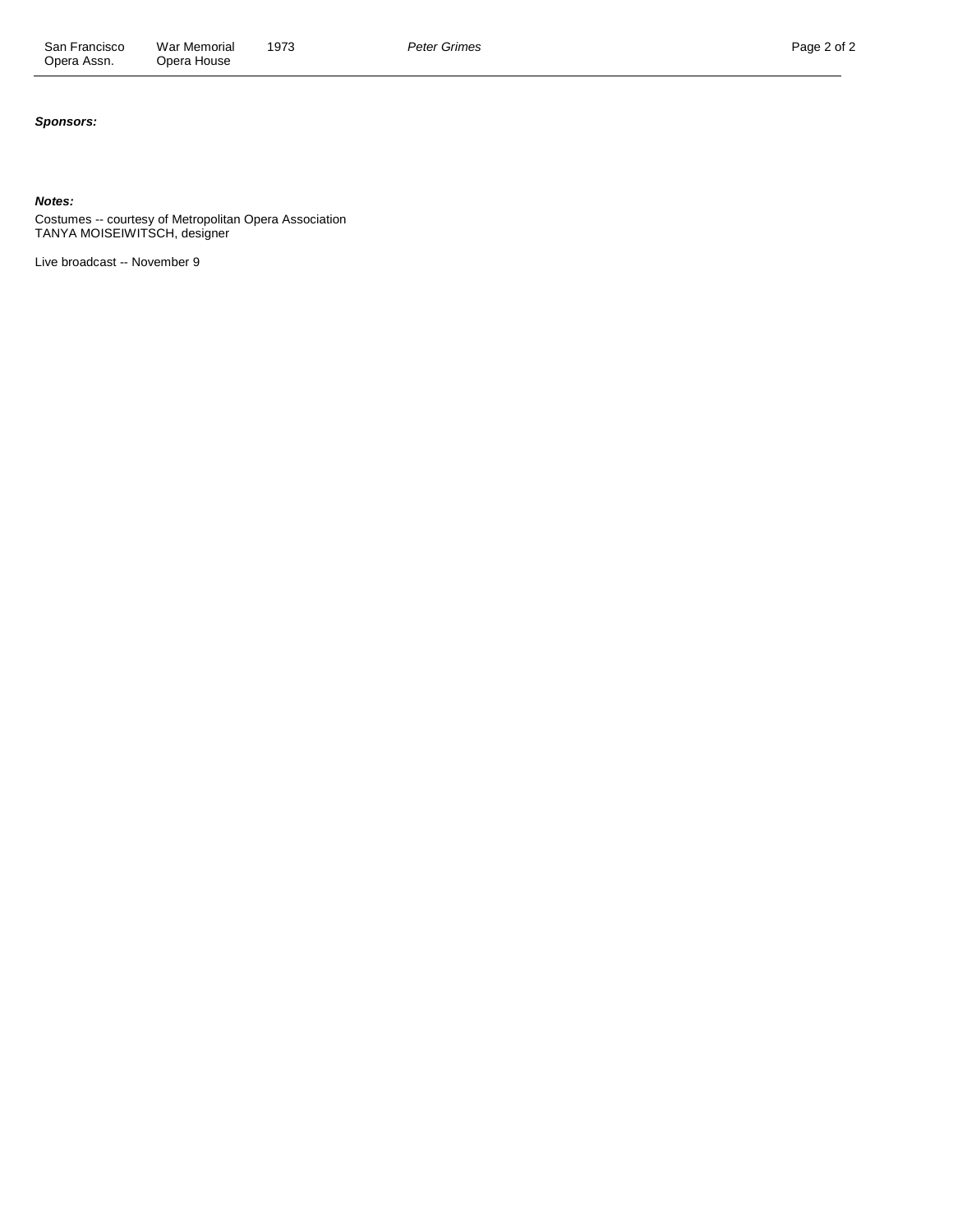***Sponsors:***

***Notes:***

Costumes -- courtesy of Metropolitan Opera Association
TANYA MOISEIWITSCH, designer

Live broadcast -- November 9